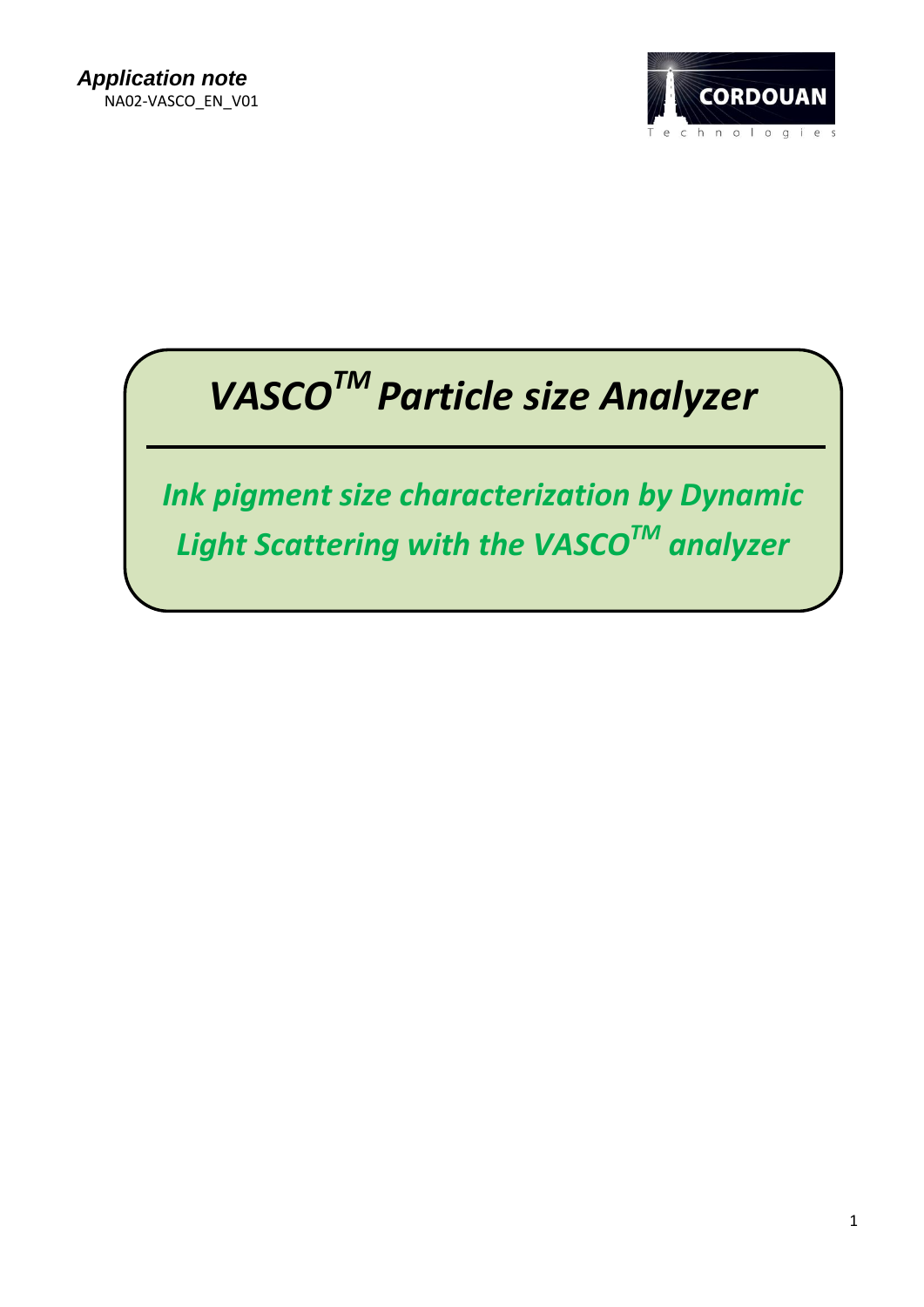***Application note***
NA02-VASCO_EN_V01

# *VASCO$^{TM}$ Particle size Analyzer*

## *Ink pigment size characterization by Dynamic Light Scattering with the VASCO$^{TM}$ analyzer*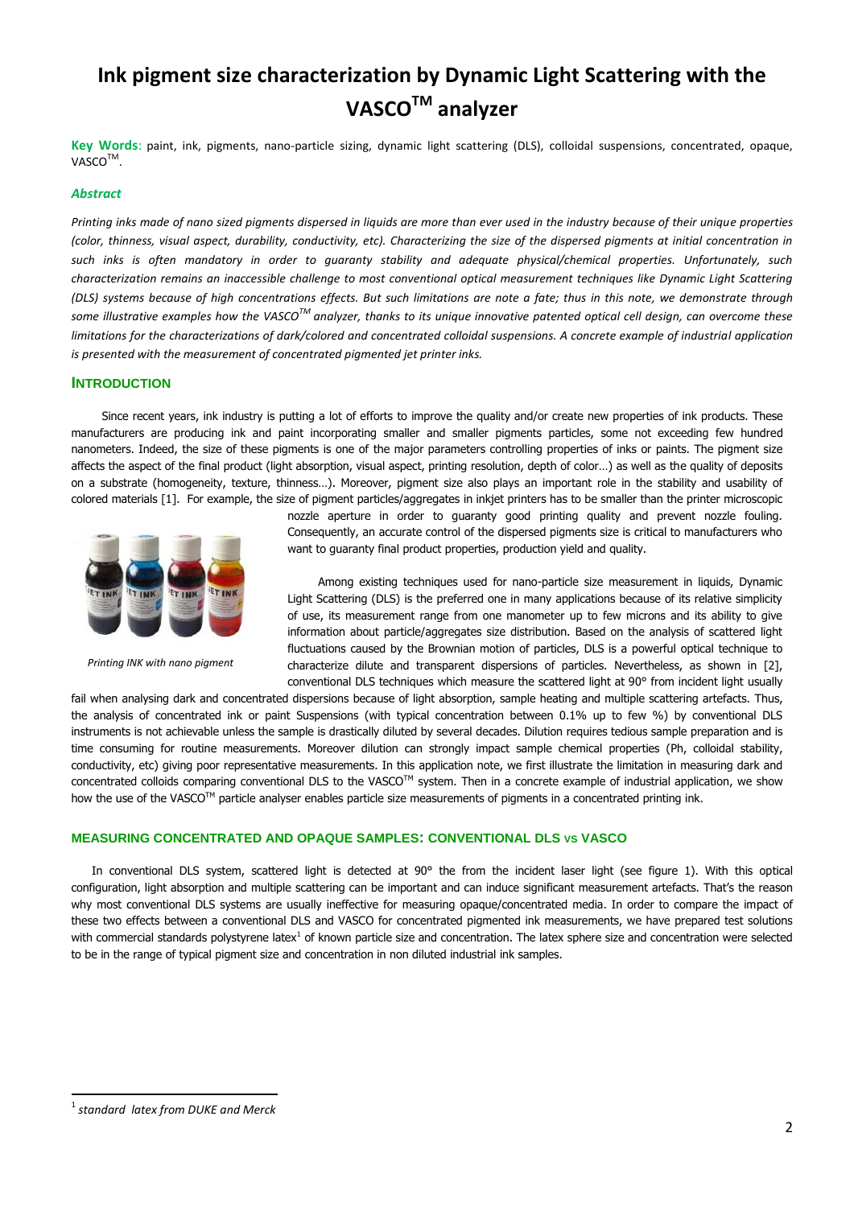# Ink pigment size characterization by Dynamic Light Scattering with the VASCO™ analyzer

**Key Words**: paint, ink, pigments, nano-particle sizing, dynamic light scattering (DLS), colloidal suspensions, concentrated, opaque, VASCO™.

### *Abstract*

*Printing inks made of nano sized pigments dispersed in liquids are more than ever used in the industry because of their unique properties (color, thinness, visual aspect, durability, conductivity, etc). Characterizing the size of the dispersed pigments at initial concentration in such inks is often mandatory in order to guaranty stability and adequate physical/chemical properties. Unfortunately, such characterization remains an inaccessible challenge to most conventional optical measurement techniques like Dynamic Light Scattering (DLS) systems because of high concentrations effects. But such limitations are note a fate; thus in this note, we demonstrate through some illustrative examples how the VASCO™ analyzer, thanks to its unique innovative patented optical cell design, can overcome these limitations for the characterizations of dark/colored and concentrated colloidal suspensions. A concrete example of industrial application is presented with the measurement of concentrated pigmented jet printer inks.*

## INTRODUCTION

Since recent years, ink industry is putting a lot of efforts to improve the quality and/or create new properties of ink products. These manufacturers are producing ink and paint incorporating smaller and smaller pigments particles, some not exceeding few hundred nanometers. Indeed, the size of these pigments is one of the major parameters controlling properties of inks or paints. The pigment size affects the aspect of the final product (light absorption, visual aspect, printing resolution, depth of color…) as well as the quality of deposits on a substrate (homogeneity, texture, thinness…). Moreover, pigment size also plays an important role in the stability and usability of colored materials [1]. For example, the size of pigment particles/aggregates in inkjet printers has to be smaller than the printer microscopic nozzle aperture in order to guaranty good printing quality and prevent nozzle fouling. Consequently, an accurate control of the dispersed pigments size is critical to manufacturers who want to guaranty final product properties, production yield and quality.

*Printing INK with nano pigment*

Among existing techniques used for nano-particle size measurement in liquids, Dynamic Light Scattering (DLS) is the preferred one in many applications because of its relative simplicity of use, its measurement range from one manometer up to few microns and its ability to give information about particle/aggregates size distribution. Based on the analysis of scattered light fluctuations caused by the Brownian motion of particles, DLS is a powerful optical technique to characterize dilute and transparent dispersions of particles. Nevertheless, as shown in [2], conventional DLS techniques which measure the scattered light at 90° from incident light usually fail when analysing dark and concentrated dispersions because of light absorption, sample heating and multiple scattering artefacts. Thus, the analysis of concentrated ink or paint Suspensions (with typical concentration between 0.1% up to few %) by conventional DLS instruments is not achievable unless the sample is drastically diluted by several decades. Dilution requires tedious sample preparation and is time consuming for routine measurements. Moreover dilution can strongly impact sample chemical properties (Ph, colloidal stability, conductivity, etc) giving poor representative measurements. In this application note, we first illustrate the limitation in measuring dark and concentrated colloids comparing conventional DLS to the VASCO™ system. Then in a concrete example of industrial application, we show how the use of the VASCO™ particle analyser enables particle size measurements of pigments in a concentrated printing ink.

### MEASURING CONCENTRATED AND OPAQUE SAMPLES: CONVENTIONAL DLS VS VASCO

In conventional DLS system, scattered light is detected at 90° the from the incident laser light (see figure 1). With this optical configuration, light absorption and multiple scattering can be important and can induce significant measurement artefacts. That's the reason why most conventional DLS systems are usually ineffective for measuring opaque/concentrated media. In order to compare the impact of these two effects between a conventional DLS and VASCO for concentrated pigmented ink measurements, we have prepared test solutions with commercial standards polystyrene latex[1] of known particle size and concentration. The latex sphere size and concentration were selected to be in the range of typical pigment size and concentration in non diluted industrial ink samples.

[1] *standard latex from DUKE and Merck*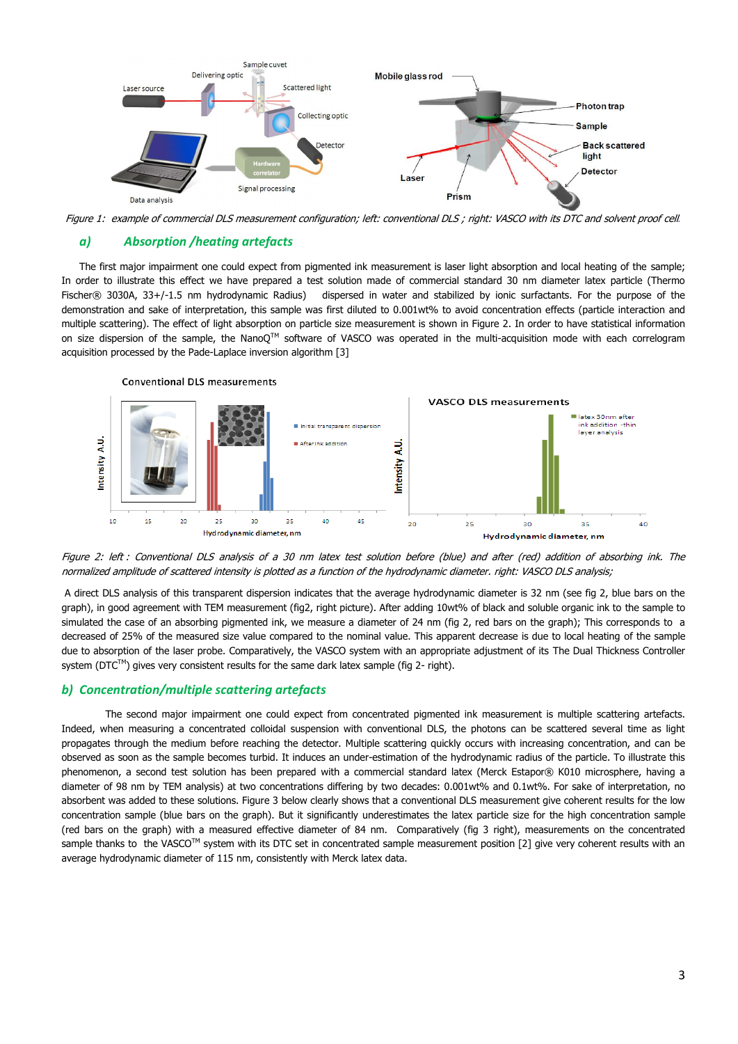*Figure 1: example of commercial DLS measurement configuration; left: conventional DLS ; right: VASCO with its DTC and solvent proof cell.*

## a) Absorption /heating artefacts

The first major impairment one could expect from pigmented ink measurement is laser light absorption and local heating of the sample; In order to illustrate this effect we have prepared a test solution made of commercial standard 30 nm diameter latex particle (Thermo Fischer® 3030A, 33+/-1.5 nm hydrodynamic Radius) dispersed in water and stabilized by ionic surfactants. For the purpose of the demonstration and sake of interpretation, this sample was first diluted to 0.001wt% to avoid concentration effects (particle interaction and multiple scattering). The effect of light absorption on particle size measurement is shown in Figure 2. In order to have statistical information on size dispersion of the sample, the NanoQ™ software of VASCO was operated in the multi-acquisition mode with each correlogram acquisition processed by the Pade-Laplace inversion algorithm [3]

*Figure 2: left : Conventional DLS analysis of a 30 nm latex test solution before (blue) and after (red) addition of absorbing ink. The normalized amplitude of scattered intensity is plotted as a function of the hydrodynamic diameter. right: VASCO DLS analysis;*

A direct DLS analysis of this transparent dispersion indicates that the average hydrodynamic diameter is 32 nm (see fig 2, blue bars on the graph), in good agreement with TEM measurement (fig2, right picture). After adding 10wt% of black and soluble organic ink to the sample to simulated the case of an absorbing pigmented ink, we measure a diameter of 24 nm (fig 2, red bars on the graph); This corresponds to a decreased of 25% of the measured size value compared to the nominal value. This apparent decrease is due to local heating of the sample due to absorption of the laser probe. Comparatively, the VASCO system with an appropriate adjustment of its The Dual Thickness Controller system (DTC™) gives very consistent results for the same dark latex sample (fig 2- right).

## b) Concentration/multiple scattering artefacts

The second major impairment one could expect from concentrated pigmented ink measurement is multiple scattering artefacts. Indeed, when measuring a concentrated colloidal suspension with conventional DLS, the photons can be scattered several time as light propagates through the medium before reaching the detector. Multiple scattering quickly occurs with increasing concentration, and can be observed as soon as the sample becomes turbid. It induces an under-estimation of the hydrodynamic radius of the particle. To illustrate this phenomenon, a second test solution has been prepared with a commercial standard latex (Merck Estapor® K010 microsphere, having a diameter of 98 nm by TEM analysis) at two concentrations differing by two decades: 0.001wt% and 0.1wt%. For sake of interpretation, no absorbent was added to these solutions. Figure 3 below clearly shows that a conventional DLS measurement give coherent results for the low concentration sample (blue bars on the graph). But it significantly underestimates the latex particle size for the high concentration sample (red bars on the graph) with a measured effective diameter of 84 nm. Comparatively (fig 3 right), measurements on the concentrated sample thanks to the VASCO™ system with its DTC set in concentrated sample measurement position [2] give very coherent results with an average hydrodynamic diameter of 115 nm, consistently with Merck latex data.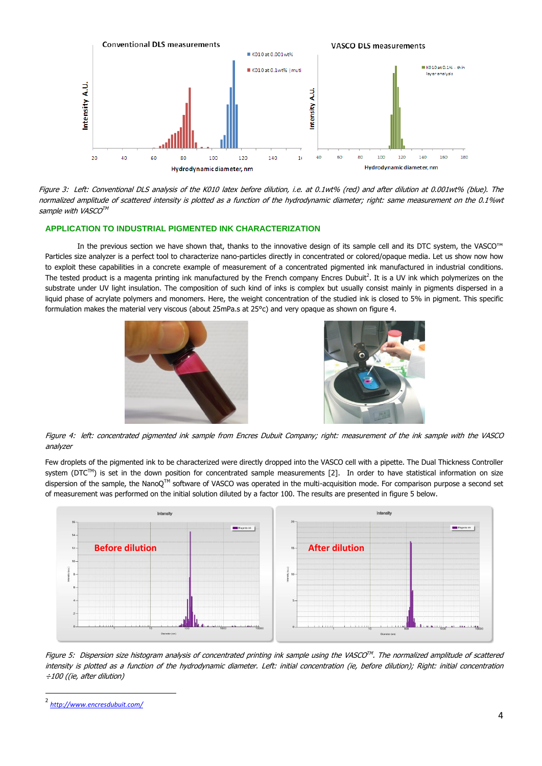*Figure 3: Left: Conventional DLS analysis of the K010 latex before dilution, i.e. at 0.1wt% (red) and after dilution at 0.001wt% (blue). The normalized amplitude of scattered intensity is plotted as a function of the hydrodynamic diameter; right: same measurement on the 0.1%wt sample with VASCO™*

## APPLICATION TO INDUSTRIAL PIGMENTED INK CHARACTERIZATION

In the previous section we have shown that, thanks to the innovative design of its sample cell and its DTC system, the VASCO™ Particles size analyzer is a perfect tool to characterize nano-particles directly in concentrated or colored/opaque media. Let us show now how to exploit these capabilities in a concrete example of measurement of a concentrated pigmented ink manufactured in industrial conditions. The tested product is a magenta printing ink manufactured by the French company Encres Dubuit[2]. It is a UV ink which polymerizes on the substrate under UV light insulation. The composition of such kind of inks is complex but usually consist mainly in pigments dispersed in a liquid phase of acrylate polymers and monomers. Here, the weight concentration of the studied ink is closed to 5% in pigment. This specific formulation makes the material very viscous (about 25mPa.s at 25°c) and very opaque as shown on figure 4.

*Figure 4: left: concentrated pigmented ink sample from Encres Dubuit Company; right: measurement of the ink sample with the VASCO analyzer*

Few droplets of the pigmented ink to be characterized were directly dropped into the VASCO cell with a pipette. The Dual Thickness Controller system (DTC™) is set in the down position for concentrated sample measurements [2]. In order to have statistical information on size dispersion of the sample, the NanoQ™ software of VASCO was operated in the multi-acquisition mode. For comparison purpose a second set of measurement was performed on the initial solution diluted by a factor 100. The results are presented in figure 5 below.

*Figure 5: Dispersion size histogram analysis of concentrated printing ink sample using the VASCO™. The normalized amplitude of scattered intensity is plotted as a function of the hydrodynamic diameter. Left: initial concentration (ie, before dilution); Right: initial concentration ÷100 ((ie, after dilution)*

[2] http://www.encresdubuit.com/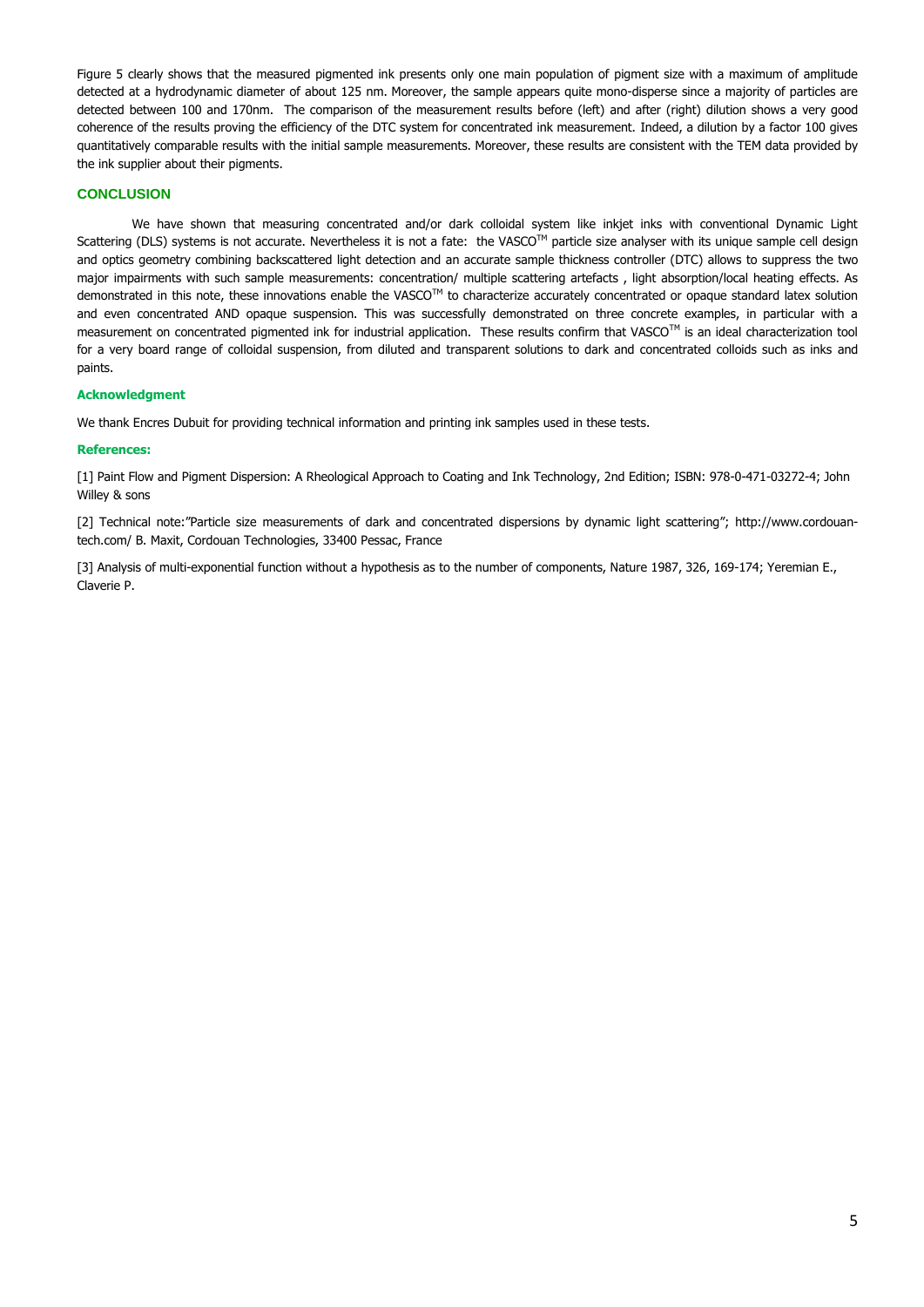Figure 5 clearly shows that the measured pigmented ink presents only one main population of pigment size with a maximum of amplitude detected at a hydrodynamic diameter of about 125 nm. Moreover, the sample appears quite mono-disperse since a majority of particles are detected between 100 and 170nm. The comparison of the measurement results before (left) and after (right) dilution shows a very good coherence of the results proving the efficiency of the DTC system for concentrated ink measurement. Indeed, a dilution by a factor 100 gives quantitatively comparable results with the initial sample measurements. Moreover, these results are consistent with the TEM data provided by the ink supplier about their pigments.

## CONCLUSION

We have shown that measuring concentrated and/or dark colloidal system like inkjet inks with conventional Dynamic Light Scattering (DLS) systems is not accurate. Nevertheless it is not a fate: the VASCO™ particle size analyser with its unique sample cell design and optics geometry combining backscattered light detection and an accurate sample thickness controller (DTC) allows to suppress the two major impairments with such sample measurements: concentration/ multiple scattering artefacts , light absorption/local heating effects. As demonstrated in this note, these innovations enable the VASCO™ to characterize accurately concentrated or opaque standard latex solution and even concentrated AND opaque suspension. This was successfully demonstrated on three concrete examples, in particular with a measurement on concentrated pigmented ink for industrial application. These results confirm that VASCO™ is an ideal characterization tool for a very board range of colloidal suspension, from diluted and transparent solutions to dark and concentrated colloids such as inks and paints.

### Acknowledgment

We thank Encres Dubuit for providing technical information and printing ink samples used in these tests.

### References:

[1] Paint Flow and Pigment Dispersion: A Rheological Approach to Coating and Ink Technology, 2nd Edition; ISBN: 978-0-471-03272-4; John Willey & sons

[2] Technical note:"Particle size measurements of dark and concentrated dispersions by dynamic light scattering"; http://www.cordouan-tech.com/ B. Maxit, Cordouan Technologies, 33400 Pessac, France

[3] Analysis of multi-exponential function without a hypothesis as to the number of components, Nature 1987, 326, 169-174; Yeremian E., Claverie P.